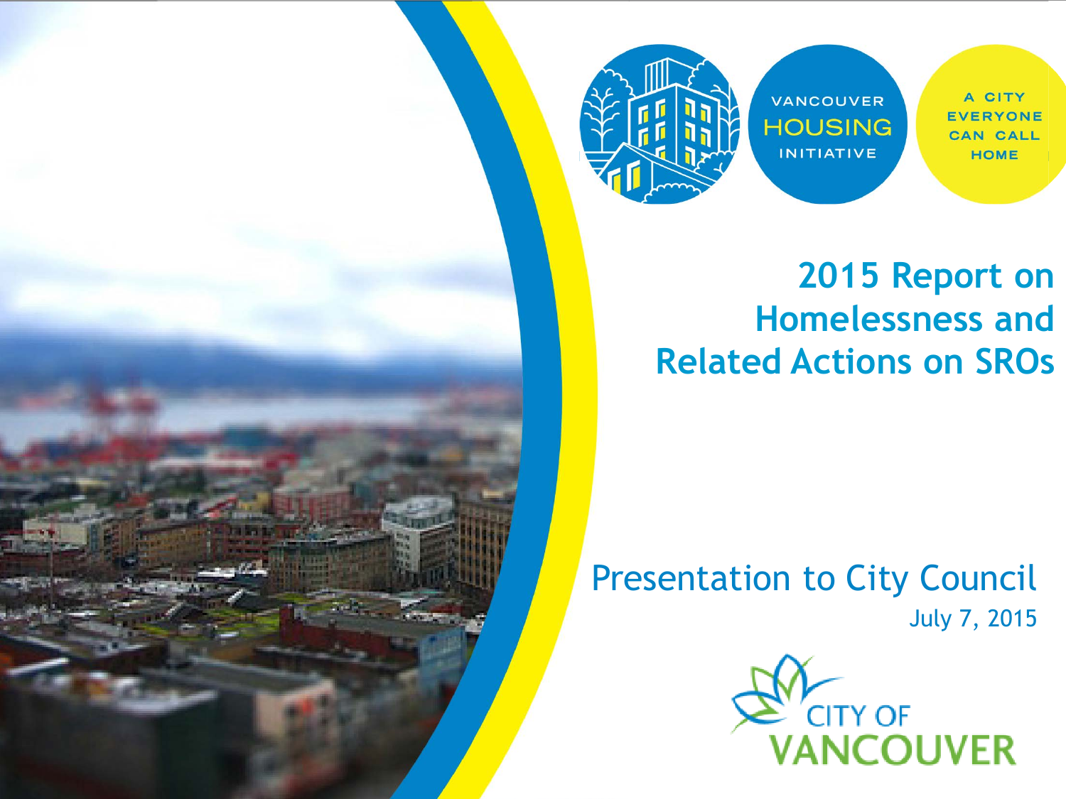VANCOUVER HOUSING INITIATIVE

A CITY EVERYONE CAN CALL HOME

# 2015 Report on Homelessness and Related Actions on SROs

Presentation to City Council

July 7, 2015

CITY OF VANCOUVER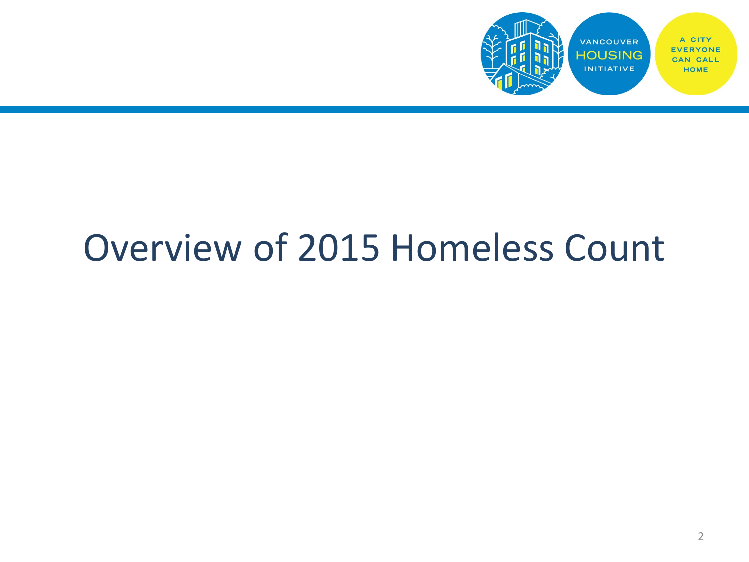# Overview of 2015 Homeless Count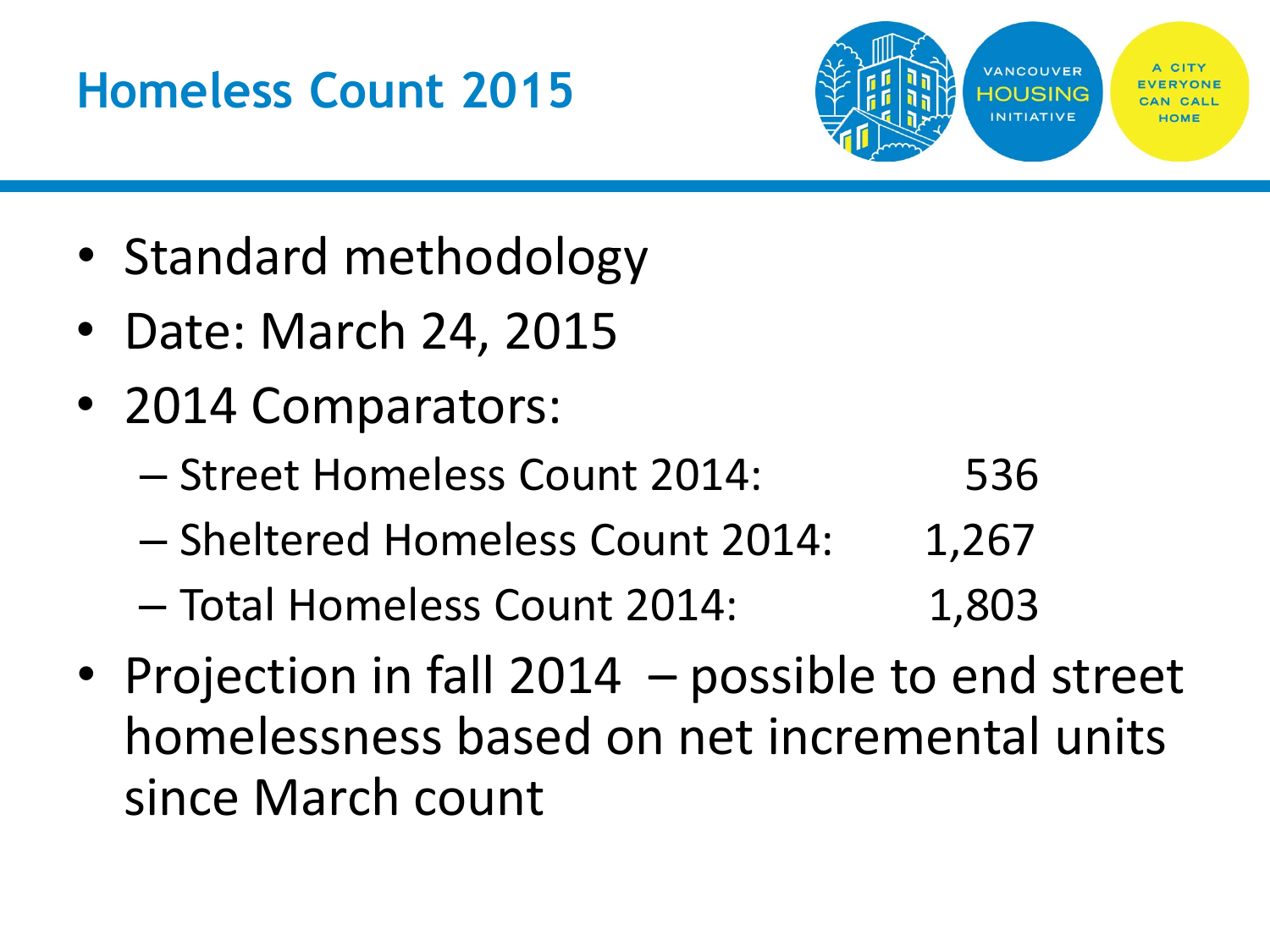# Homeless Count 2015

- Standard methodology
- Date: March 24, 2015
- 2014 Comparators:
  - Street Homeless Count 2014: 536
  - Sheltered Homeless Count 2014: 1,267
  - Total Homeless Count 2014: 1,803
- Projection in fall 2014 – possible to end street homelessness based on net incremental units since March count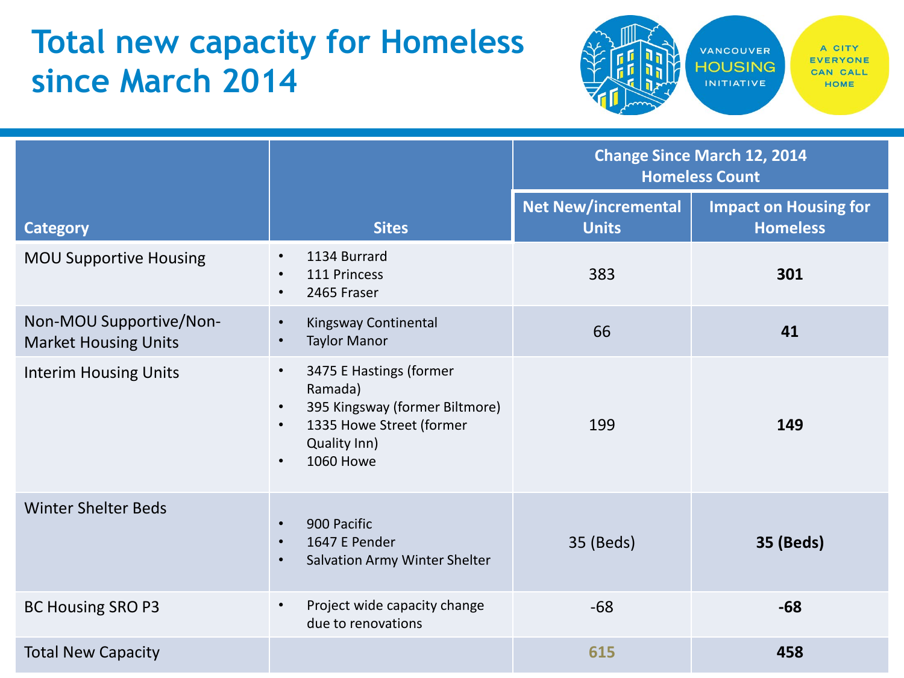# Total new capacity for Homeless since March 2014

VANCOUVER HOUSING INITIATIVE

A CITY EVERYONE CAN CALL HOME

| Category | Sites | Change Since March 12, 2014 Homeless Count | |
|---|---|---|---|
| | | Net New/incremental Units | Impact on Housing for Homeless |
| MOU Supportive Housing | • 1134 Burrard<br>• 111 Princess<br>• 2465 Fraser | 383 | **301** |
| Non-MOU Supportive/Non-Market Housing Units | • Kingsway Continental<br>• Taylor Manor | 66 | **41** |
| Interim Housing Units | • 3475 E Hastings (former Ramada)<br>• 395 Kingsway (former Biltmore)<br>• 1335 Howe Street (former Quality Inn)<br>• 1060 Howe | 199 | **149** |
| Winter Shelter Beds | • 900 Pacific<br>• 1647 E Pender<br>• Salvation Army Winter Shelter | 35 (Beds) | **35 (Beds)** |
| BC Housing SRO P3 | • Project wide capacity change due to renovations | -68 | **-68** |
| Total New Capacity | | **615** | **458** |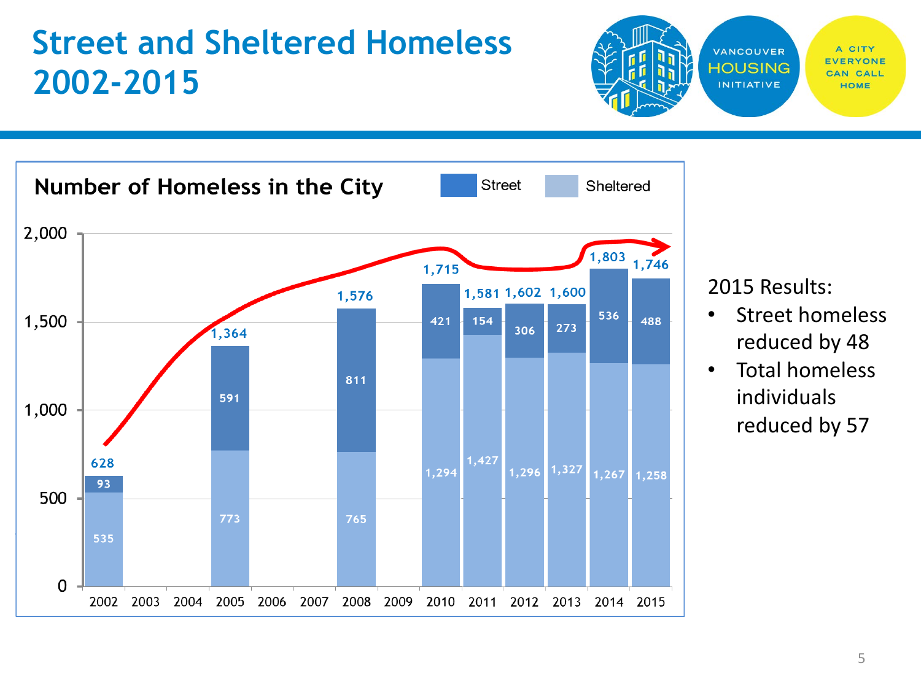# Street and Sheltered Homeless 2002-2015

**Number of Homeless in the City**

| Year | Street | Sheltered | Total |
|---|---|---|---|
| 2002 | 93 | 535 | 628 |
| 2005 | 591 | 773 | 1,364 |
| 2008 | 811 | 765 | 1,576 |
| 2010 | 421 | 1,294 | 1,715 |
| 2011 | 154 | 1,427 | 1,581 |
| 2012 | 306 | 1,296 | 1,602 |
| 2013 | 273 | 1,327 | 1,600 |
| 2014 | 536 | 1,267 | 1,803 |
| 2015 | 488 | 1,258 | 1,746 |

2015 Results:

- Street homeless reduced by 48
- Total homeless individuals reduced by 57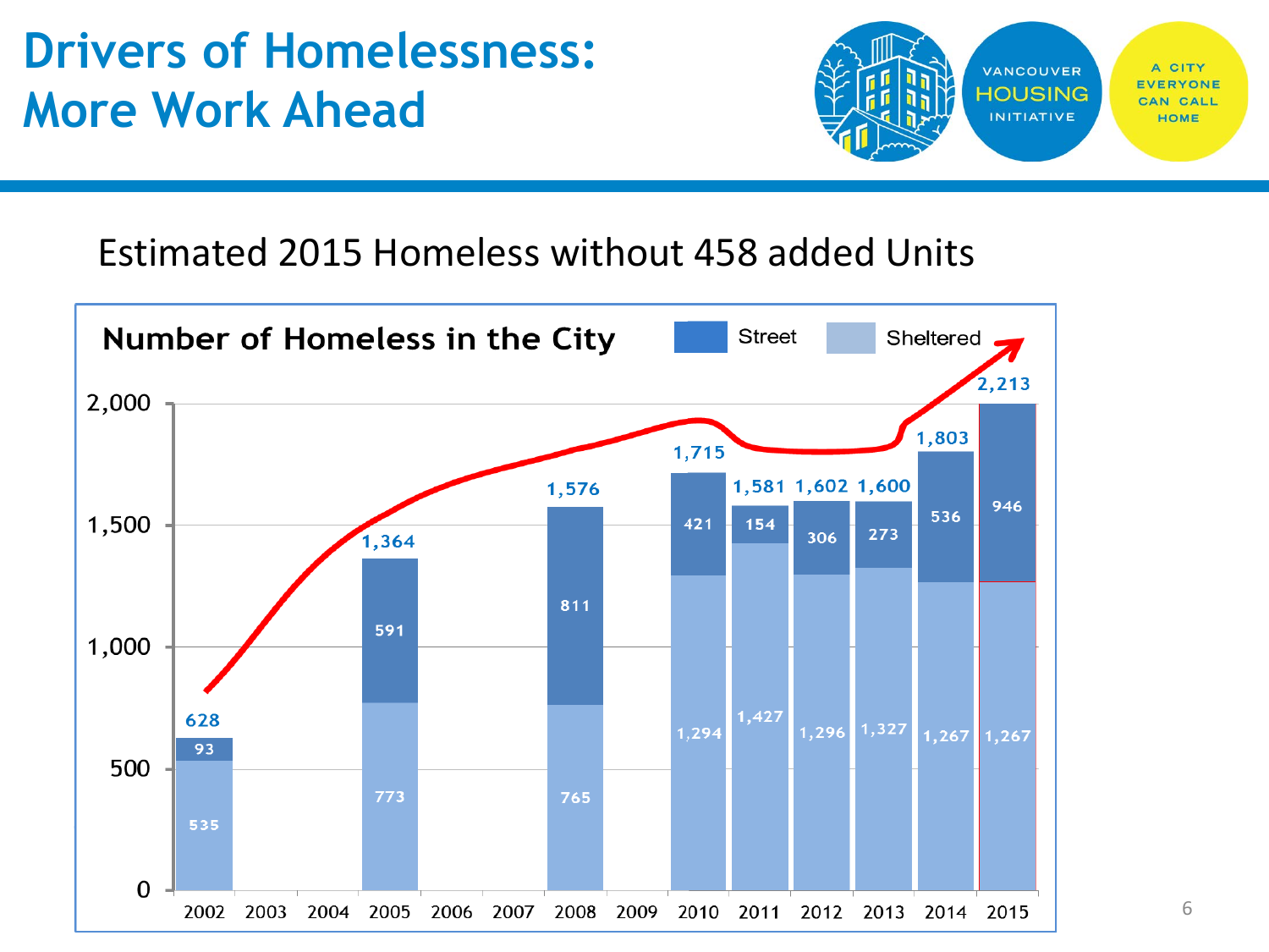# Drivers of Homelessness: More Work Ahead

VANCOUVER HOUSING INITIATIVE — A CITY EVERYONE CAN CALL HOME

## Estimated 2015 Homeless without 458 added Units

**Number of Homeless in the City**

| Year | Street | Sheltered | Total |
|---|---|---|---|
| 2002 | 93 | 535 | 628 |
| 2005 | 591 | 773 | 1,364 |
| 2008 | 811 | 765 | 1,576 |
| 2010 | 421 | 1,294 | 1,715 |
| 2011 | 154 | 1,427 | 1,581 |
| 2012 | 306 | 1,296 | 1,602 |
| 2013 | 273 | 1,327 | 1,600 |
| 2014 | 536 | 1,267 | 1,803 |
| 2015 | 946 | 1,267 | 2,213 |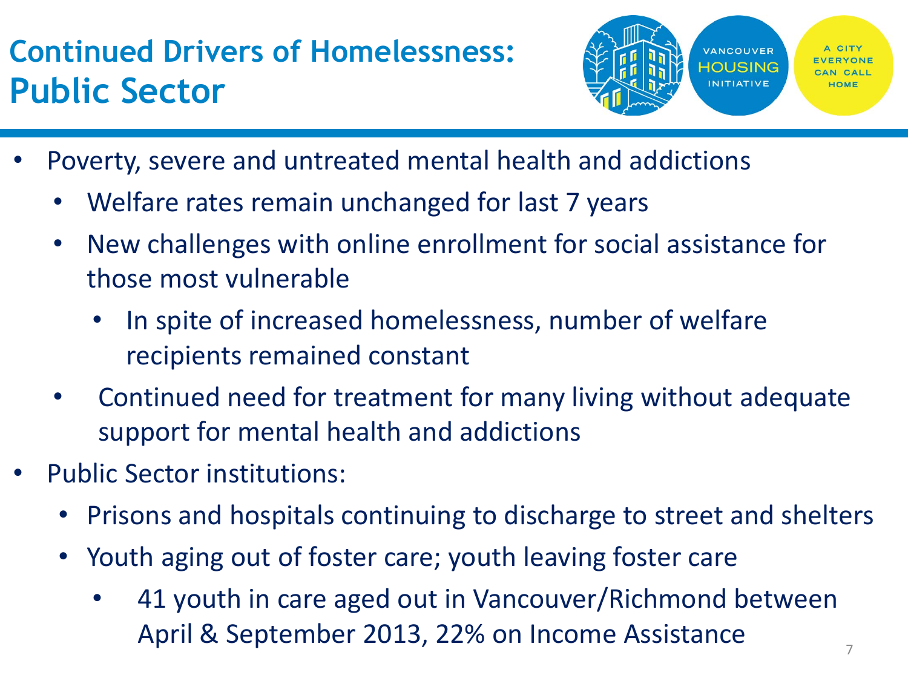# Continued Drivers of Homelessness: Public Sector

- Poverty, severe and untreated mental health and addictions
  - Welfare rates remain unchanged for last 7 years
  - New challenges with online enrollment for social assistance for those most vulnerable
    - In spite of increased homelessness, number of welfare recipients remained constant
  - Continued need for treatment for many living without adequate support for mental health and addictions
- Public Sector institutions:
  - Prisons and hospitals continuing to discharge to street and shelters
  - Youth aging out of foster care; youth leaving foster care
    - 41 youth in care aged out in Vancouver/Richmond between April & September 2013, 22% on Income Assistance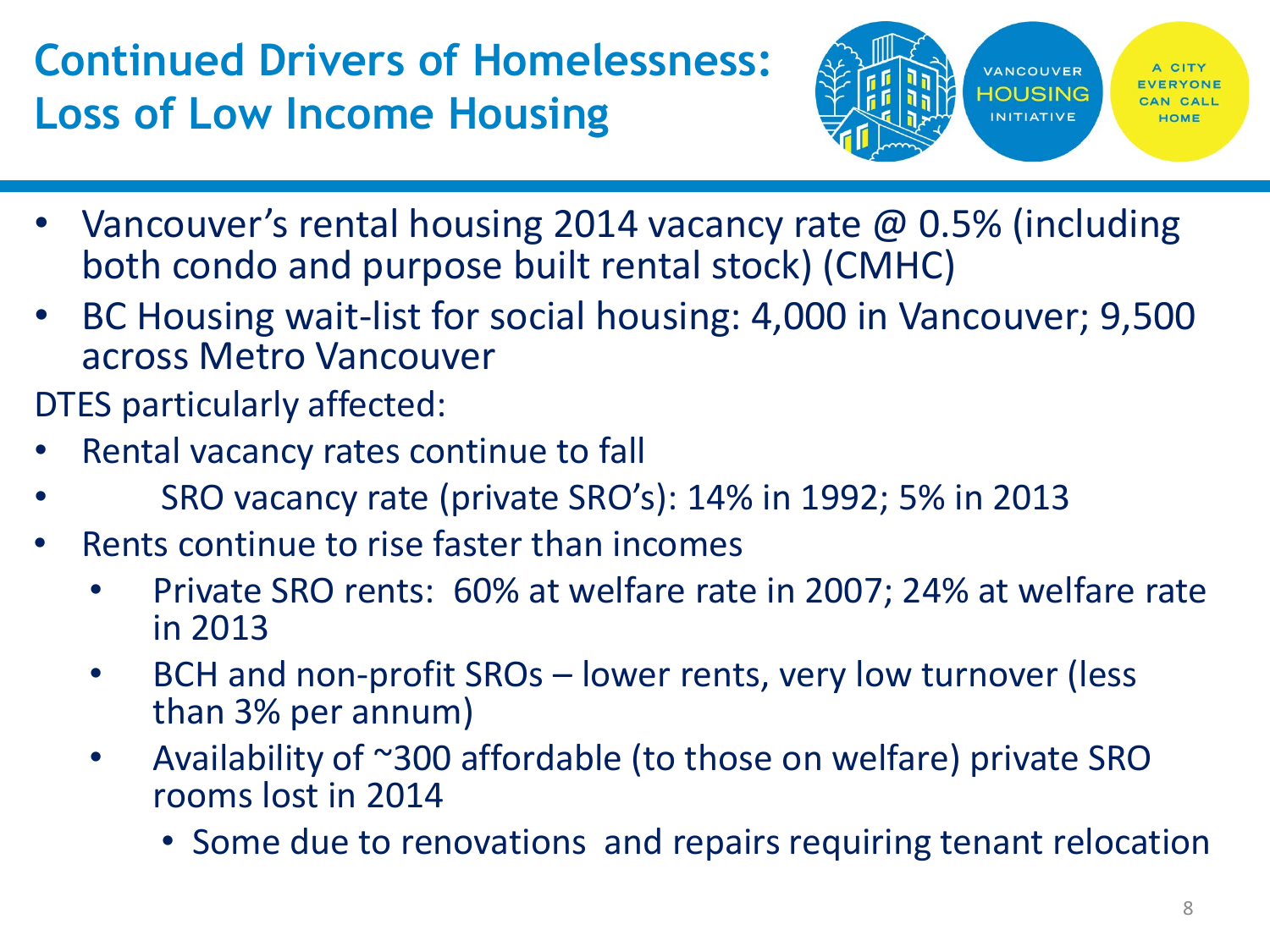# Continued Drivers of Homelessness: Loss of Low Income Housing

- Vancouver's rental housing 2014 vacancy rate @ 0.5% (including both condo and purpose built rental stock) (CMHC)
- BC Housing wait-list for social housing: 4,000 in Vancouver; 9,500 across Metro Vancouver

DTES particularly affected:

- Rental vacancy rates continue to fall
- SRO vacancy rate (private SRO's): 14% in 1992; 5% in 2013
- Rents continue to rise faster than incomes
  - Private SRO rents: 60% at welfare rate in 2007; 24% at welfare rate in 2013
  - BCH and non-profit SROs – lower rents, very low turnover (less than 3% per annum)
  - Availability of ~300 affordable (to those on welfare) private SRO rooms lost in 2014
    - Some due to renovations and repairs requiring tenant relocation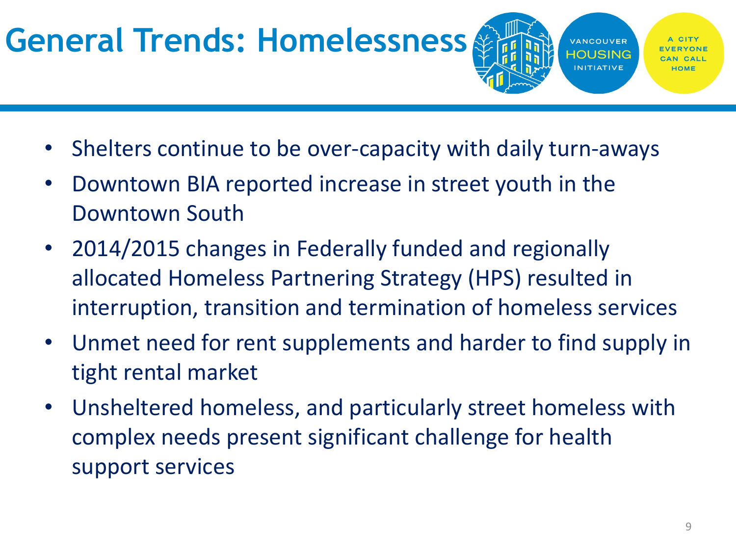# General Trends: Homelessness

- Shelters continue to be over-capacity with daily turn-aways
- Downtown BIA reported increase in street youth in the Downtown South
- 2014/2015 changes in Federally funded and regionally allocated Homeless Partnering Strategy (HPS) resulted in interruption, transition and termination of homeless services
- Unmet need for rent supplements and harder to find supply in tight rental market
- Unsheltered homeless, and particularly street homeless with complex needs present significant challenge for health support services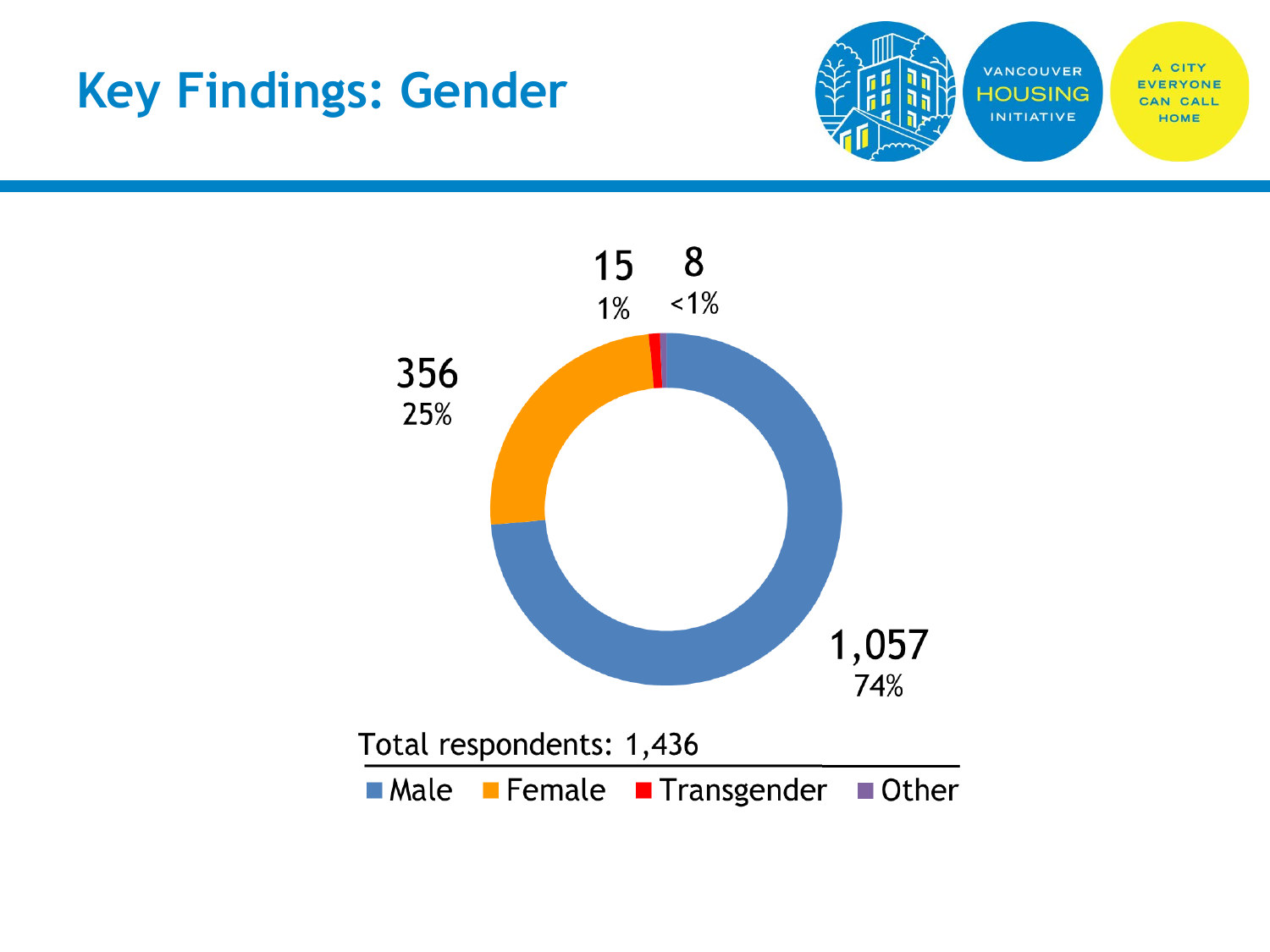# Key Findings: Gender

| Gender | Count | Percentage |
|---|---|---|
| Male | 1,057 | 74% |
| Female | 356 | 25% |
| Transgender | 15 | 1% |
| Other | 8 | <1% |

Total respondents: 1,436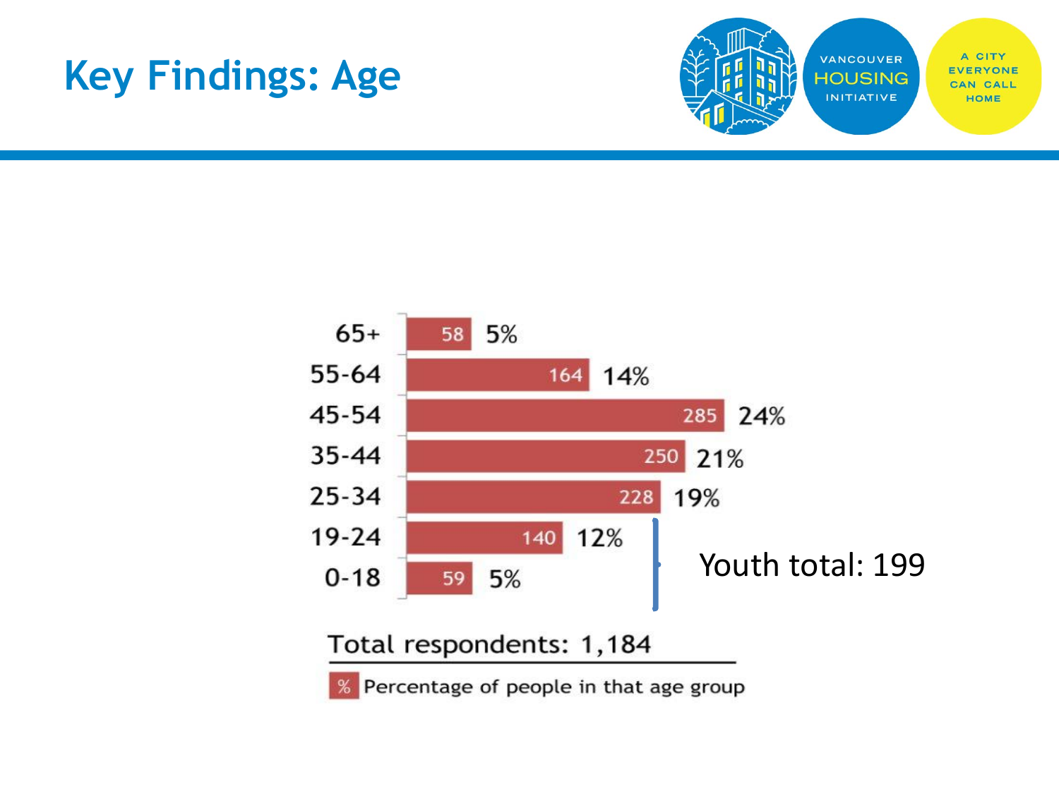# Key Findings: Age

| Age | Count | Percentage |
|---|---|---|
| 65+ | 58 | 5% |
| 55-64 | 164 | 14% |
| 45-54 | 285 | 24% |
| 35-44 | 250 | 21% |
| 25-34 | 228 | 19% |
| 19-24 | 140 | 12% |
| 0-18 | 59 | 5% |

Youth total: 199

Total respondents: 1,184

% Percentage of people in that age group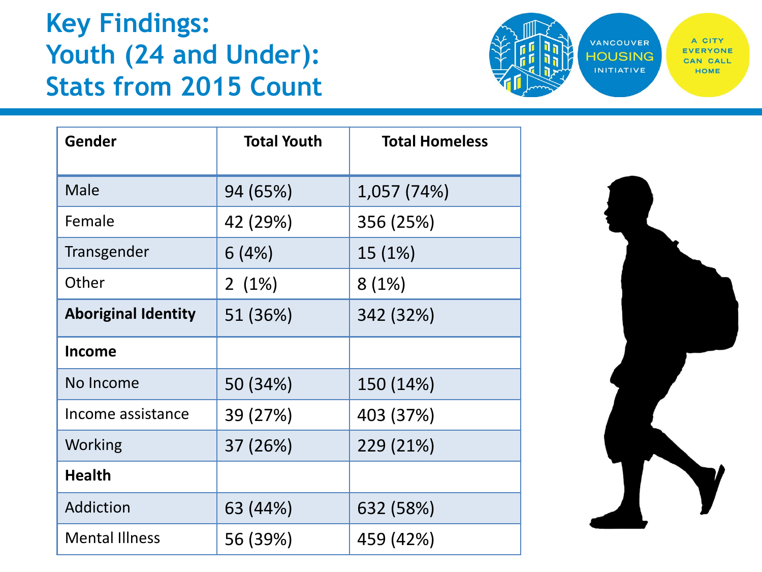# Key Findings: Youth (24 and Under): Stats from 2015 Count

VANCOUVER HOUSING INITIATIVE

A CITY EVERYONE CAN CALL HOME

| Gender | Total Youth | Total Homeless |
|---|---|---|
| Male | 94 (65%) | 1,057 (74%) |
| Female | 42 (29%) | 356 (25%) |
| Transgender | 6 (4%) | 15 (1%) |
| Other | 2 (1%) | 8 (1%) |
| **Aboriginal Identity** | 51 (36%) | 342 (32%) |
| **Income** | | |
| No Income | 50 (34%) | 150 (14%) |
| Income assistance | 39 (27%) | 403 (37%) |
| Working | 37 (26%) | 229 (21%) |
| **Health** | | |
| Addiction | 63 (44%) | 632 (58%) |
| Mental Illness | 56 (39%) | 459 (42%) |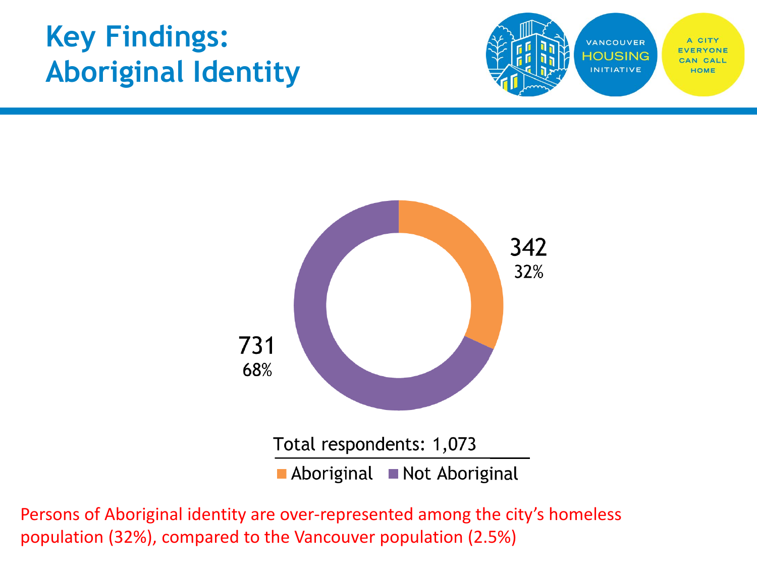# Key Findings: Aboriginal Identity

VANCOUVER HOUSING INITIATIVE

A CITY EVERYONE CAN CALL HOME

342
32%

731
68%

Total respondents: 1,073

Aboriginal | Not Aboriginal

Persons of Aboriginal identity are over-represented among the city's homeless population (32%), compared to the Vancouver population (2.5%)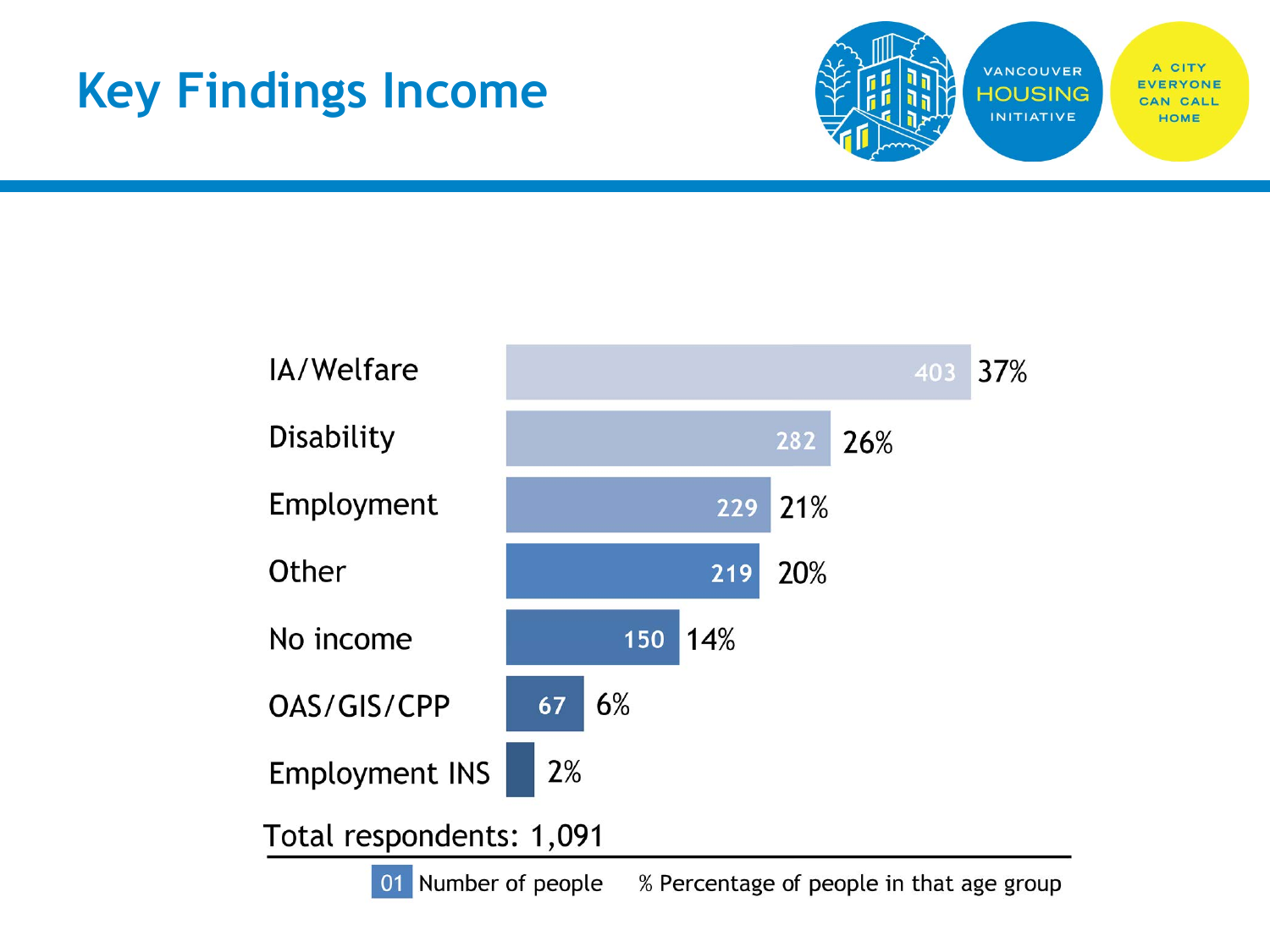# Key Findings Income

| Income source | Number of people | % |
|---|---|---|
| IA/Welfare | 403 | 37% |
| Disability | 282 | 26% |
| Employment | 229 | 21% |
| Other | 219 | 20% |
| No income | 150 | 14% |
| OAS/GIS/CPP | 67 | 6% |
| Employment INS | | 2% |

Total respondents: 1,091

01 Number of people % Percentage of people in that age group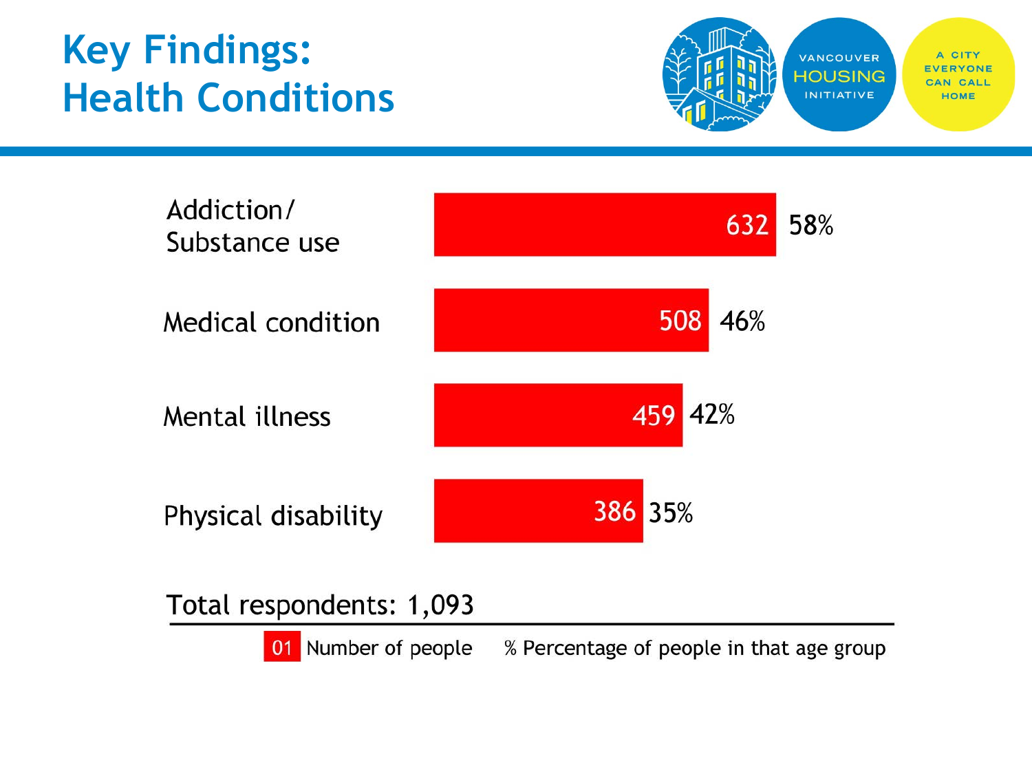# Key Findings: Health Conditions

| Health condition | Number of people | Percentage |
| --- | --- | --- |
| Addiction/ Substance use | 632 | 58% |
| Medical condition | 508 | 46% |
| Mental illness | 459 | 42% |
| Physical disability | 386 | 35% |

Total respondents: 1,093

01 Number of people    % Percentage of people in that age group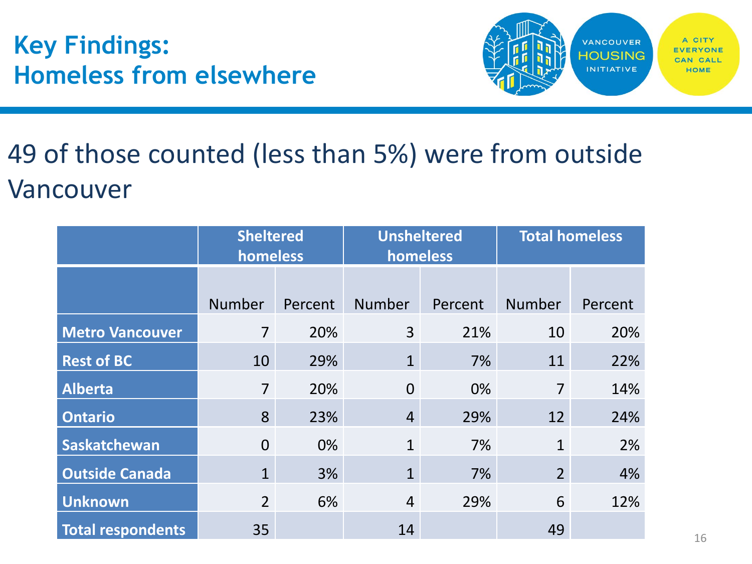# Key Findings: Homeless from elsewhere

49 of those counted (less than 5%) were from outside Vancouver

| | Sheltered homeless | | Unsheltered homeless | | Total homeless | |
|---|---|---|---|---|---|---|
| | Number | Percent | Number | Percent | Number | Percent |
| **Metro Vancouver** | 7 | 20% | 3 | 21% | 10 | 20% |
| **Rest of BC** | 10 | 29% | 1 | 7% | 11 | 22% |
| **Alberta** | 7 | 20% | 0 | 0% | 7 | 14% |
| **Ontario** | 8 | 23% | 4 | 29% | 12 | 24% |
| **Saskatchewan** | 0 | 0% | 1 | 7% | 1 | 2% |
| **Outside Canada** | 1 | 3% | 1 | 7% | 2 | 4% |
| **Unknown** | 2 | 6% | 4 | 29% | 6 | 12% |
| **Total respondents** | 35 | | 14 | | 49 | |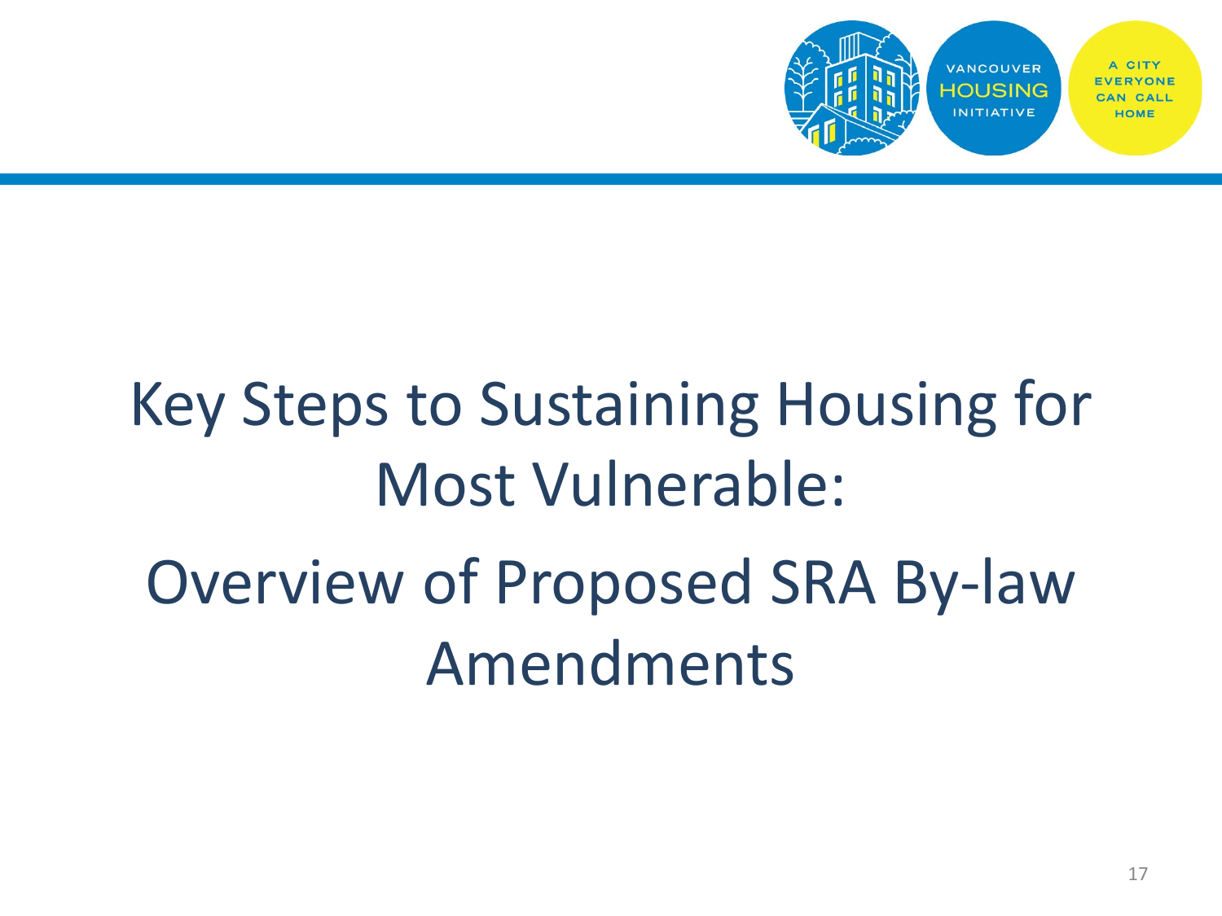# Key Steps to Sustaining Housing for Most Vulnerable:

# Overview of Proposed SRA By-law Amendments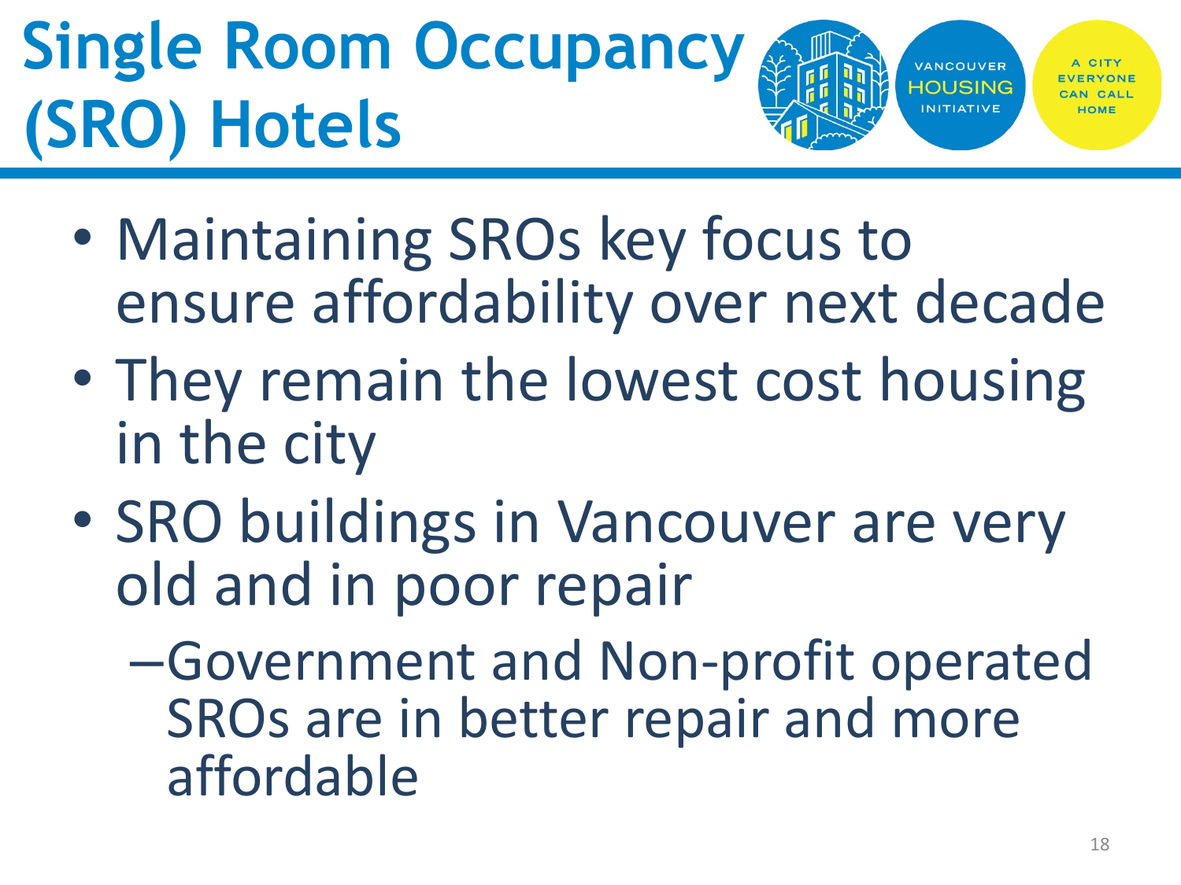# Single Room Occupancy (SRO) Hotels

- Maintaining SROs key focus to ensure affordability over next decade
- They remain the lowest cost housing in the city
- SRO buildings in Vancouver are very old and in poor repair
  - Government and Non-profit operated SROs are in better repair and more affordable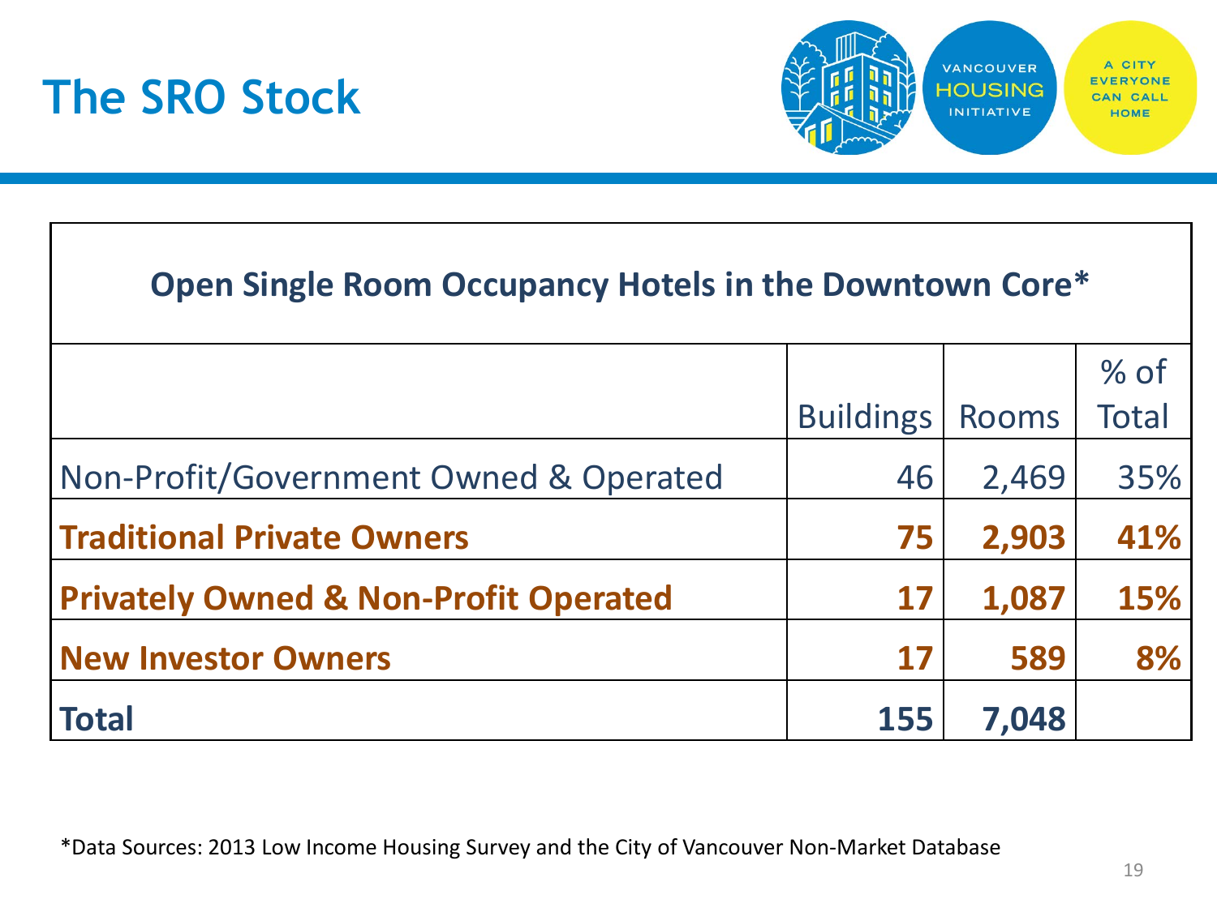# The SRO Stock

VANCOUVER HOUSING INITIATIVE

A CITY EVERYONE CAN CALL HOME

| Open Single Room Occupancy Hotels in the Downtown Core* | | | |
|---|---|---|---|
| | Buildings | Rooms | % of Total |
| Non-Profit/Government Owned & Operated | 46 | 2,469 | 35% |
| **Traditional Private Owners** | **75** | **2,903** | **41%** |
| **Privately Owned & Non-Profit Operated** | **17** | **1,087** | **15%** |
| **New Investor Owners** | **17** | **589** | **8%** |
| **Total** | **155** | **7,048** | |

*Data Sources: 2013 Low Income Housing Survey and the City of Vancouver Non-Market Database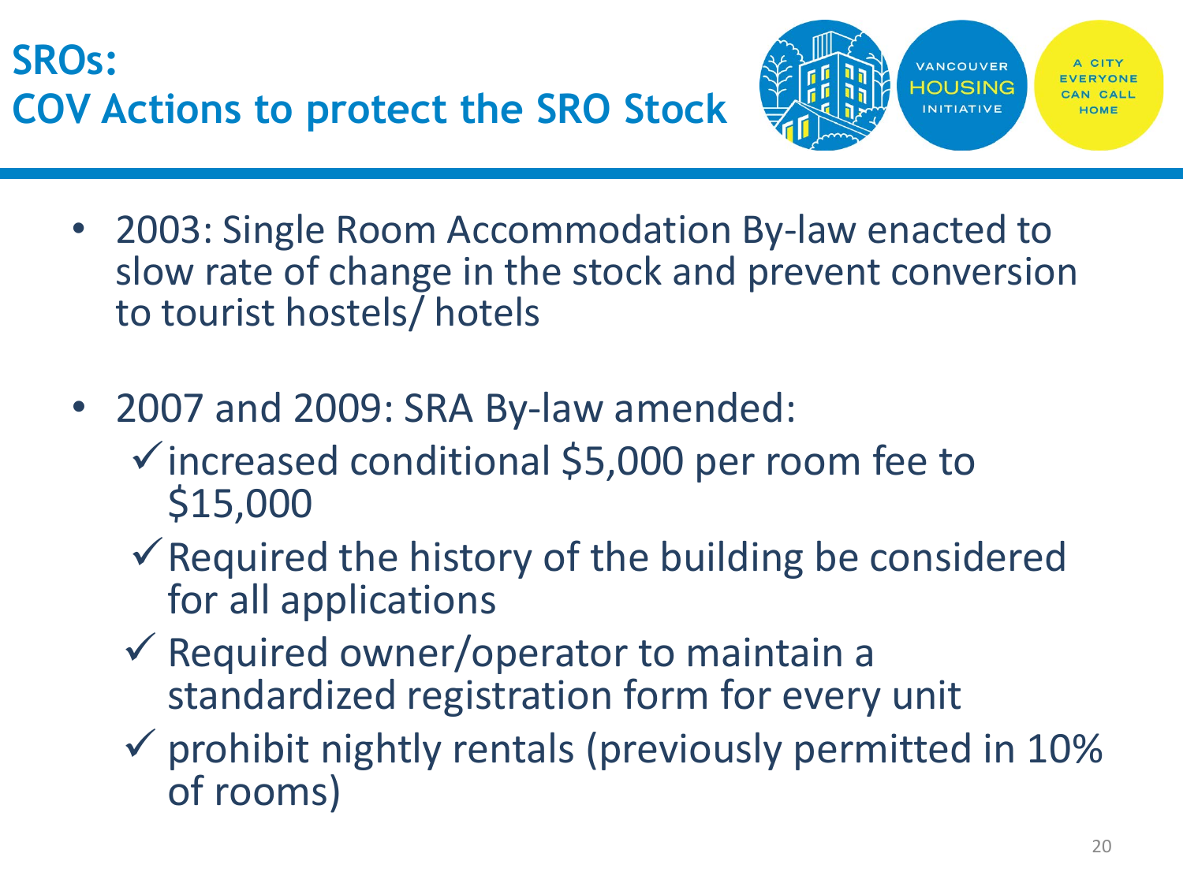# SROs: COV Actions to protect the SRO Stock

- 2003: Single Room Accommodation By-law enacted to slow rate of change in the stock and prevent conversion to tourist hostels/ hotels
- 2007 and 2009: SRA By-law amended:
  - ✓ increased conditional $5,000 per room fee to $15,000
  - ✓ Required the history of the building be considered for all applications
  - ✓ Required owner/operator to maintain a standardized registration form for every unit
  - ✓ prohibit nightly rentals (previously permitted in 10% of rooms)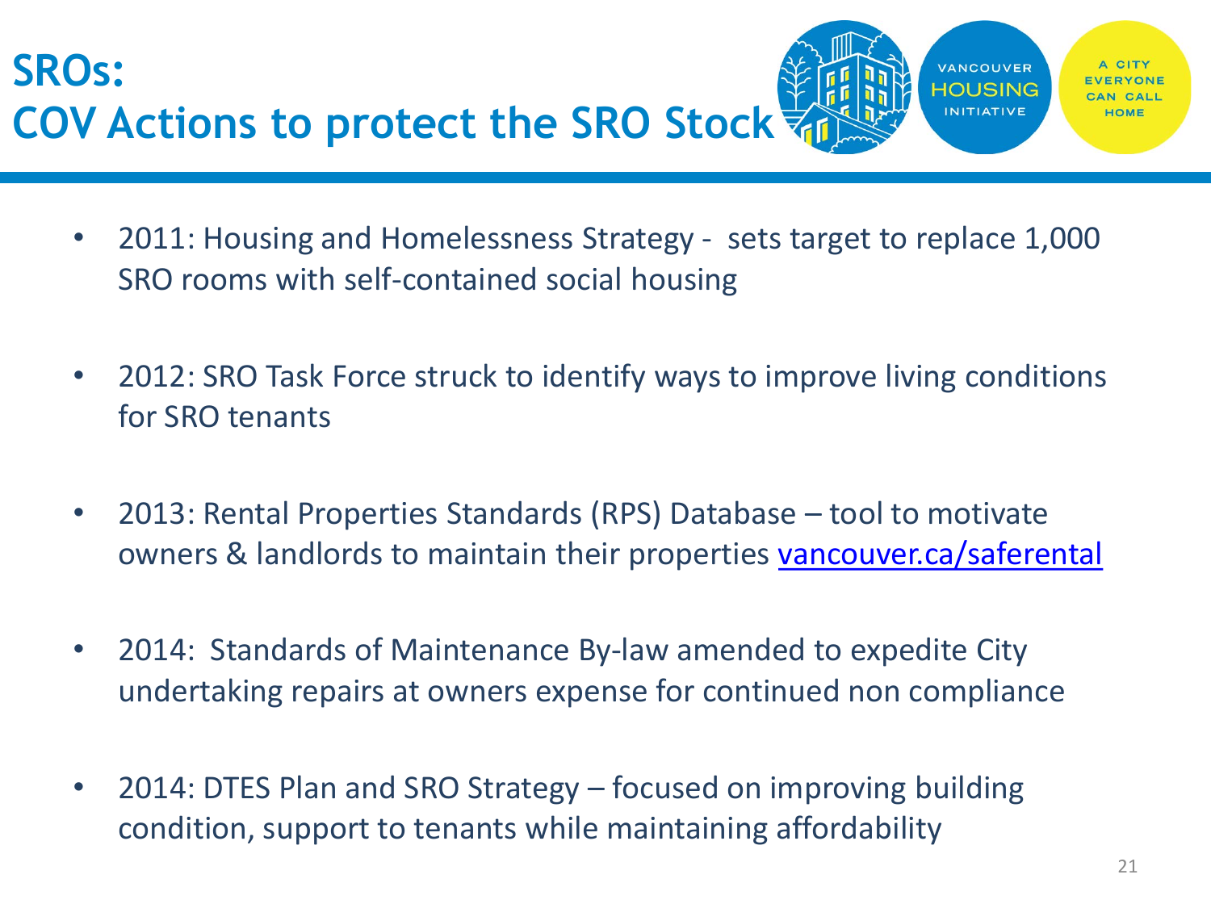# SROs: COV Actions to protect the SRO Stock

- 2011: Housing and Homelessness Strategy - sets target to replace 1,000 SRO rooms with self-contained social housing
- 2012: SRO Task Force struck to identify ways to improve living conditions for SRO tenants
- 2013: Rental Properties Standards (RPS) Database – tool to motivate owners & landlords to maintain their properties vancouver.ca/saferental
- 2014: Standards of Maintenance By-law amended to expedite City undertaking repairs at owners expense for continued non compliance
- 2014: DTES Plan and SRO Strategy – focused on improving building condition, support to tenants while maintaining affordability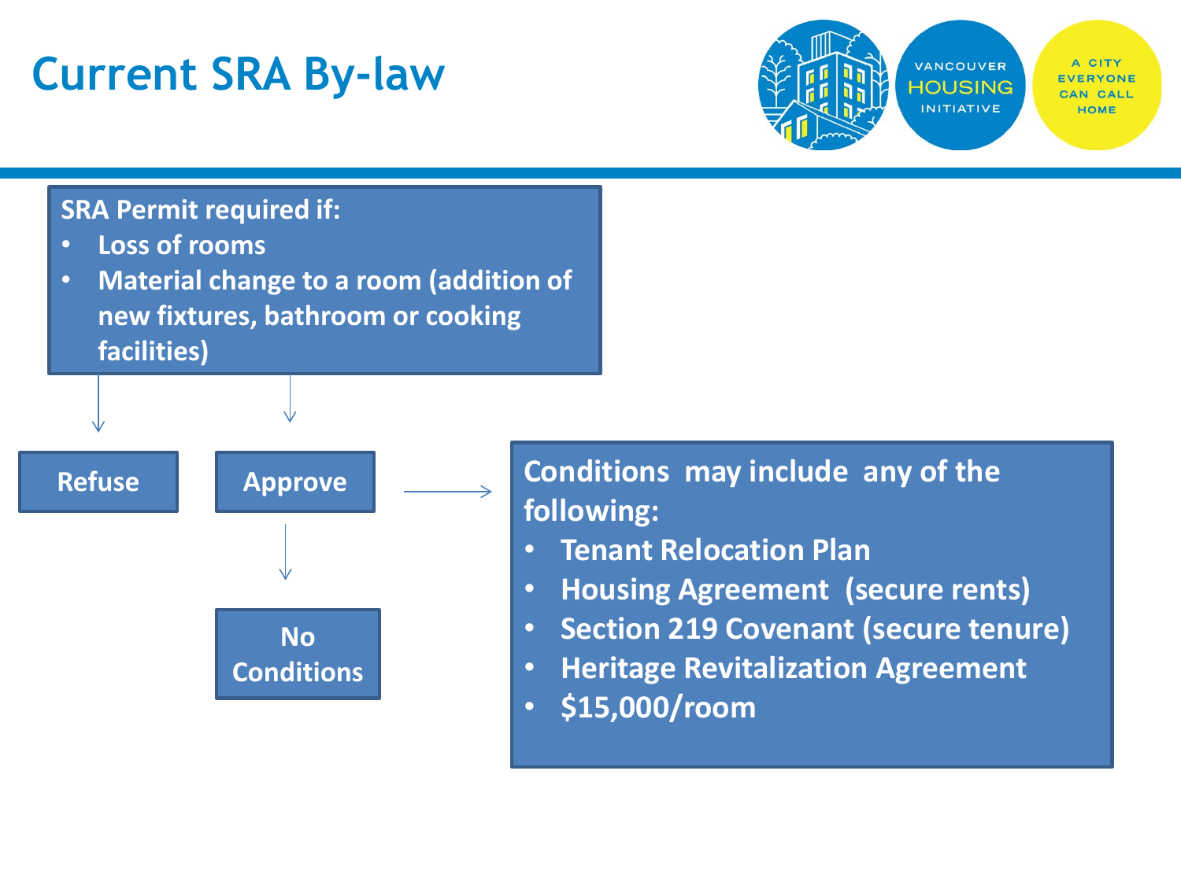# Current SRA By-law

VANCOUVER HOUSING INITIATIVE

A CITY EVERYONE CAN CALL HOME

**SRA Permit required if:**

- Loss of rooms
- Material change to a room (addition of new fixtures, bathroom or cooking facilities)

**Refuse**

**Approve**

**No Conditions**

**Conditions may include any of the following:**

- Tenant Relocation Plan
- Housing Agreement (secure rents)
- Section 219 Covenant (secure tenure)
- Heritage Revitalization Agreement
- $15,000/room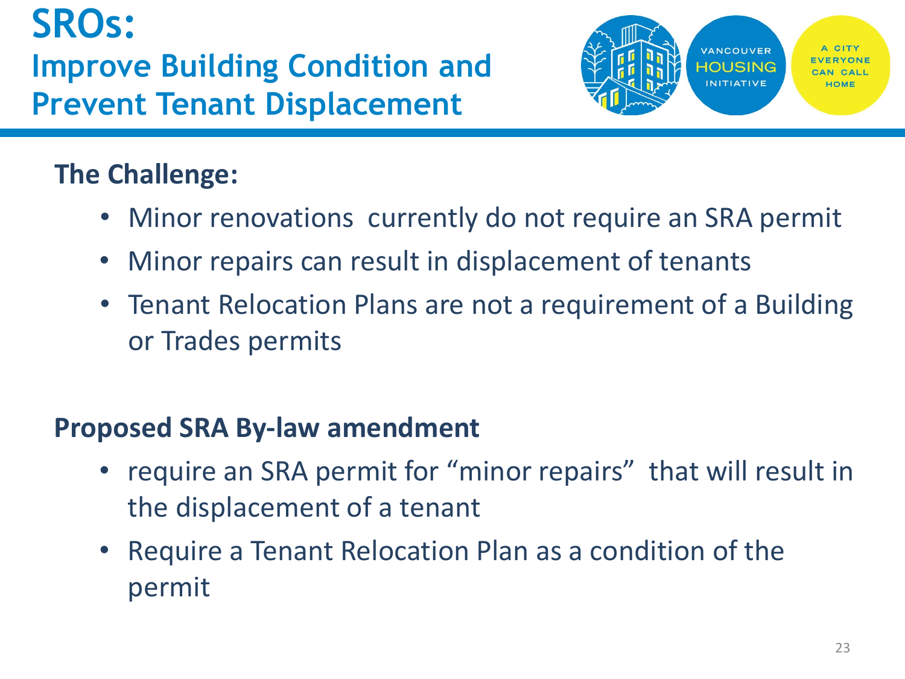# SROs:

## Improve Building Condition and Prevent Tenant Displacement

VANCOUVER HOUSING INITIATIVE

A CITY EVERYONE CAN CALL HOME

**The Challenge:**

- Minor renovations currently do not require an SRA permit
- Minor repairs can result in displacement of tenants
- Tenant Relocation Plans are not a requirement of a Building or Trades permits

**Proposed SRA By-law amendment**

- require an SRA permit for "minor repairs" that will result in the displacement of a tenant
- Require a Tenant Relocation Plan as a condition of the permit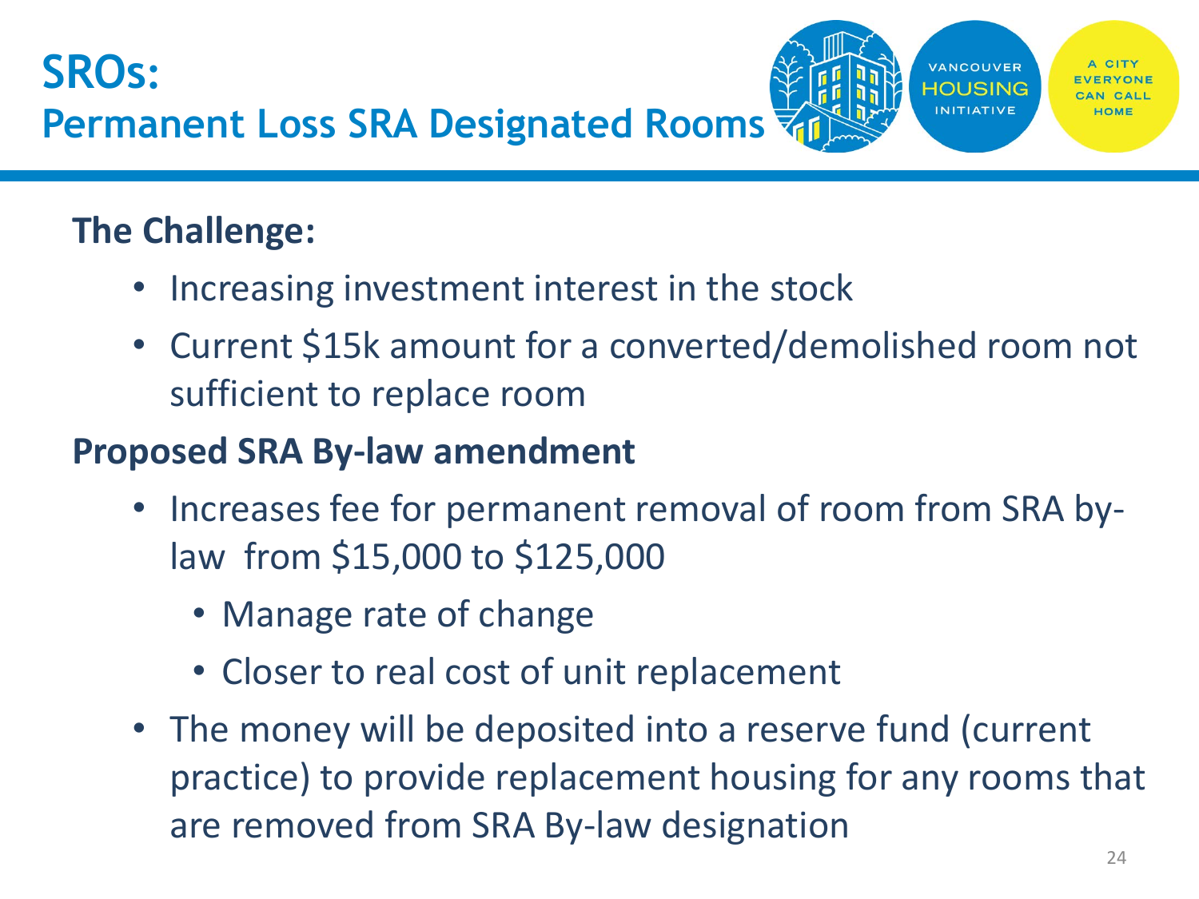# SROs:
## Permanent Loss SRA Designated Rooms

**The Challenge:**

- Increasing investment interest in the stock
- Current $15k amount for a converted/demolished room not sufficient to replace room

**Proposed SRA By-law amendment**

- Increases fee for permanent removal of room from SRA by-law from $15,000 to $125,000
  - Manage rate of change
  - Closer to real cost of unit replacement
- The money will be deposited into a reserve fund (current practice) to provide replacement housing for any rooms that are removed from SRA By-law designation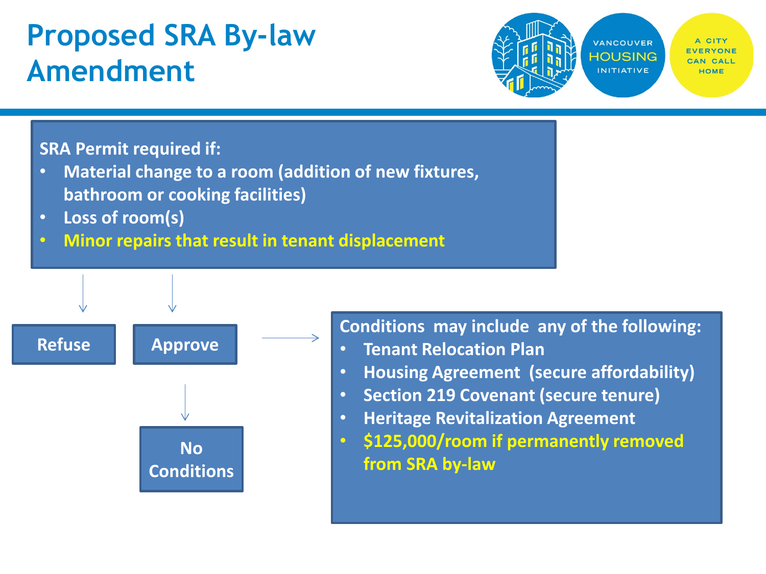# Proposed SRA By-law Amendment

VANCOUVER HOUSING INITIATIVE

A CITY EVERYONE CAN CALL HOME

**SRA Permit required if:**

- **Material change to a room (addition of new fixtures, bathroom or cooking facilities)**
- **Loss of room(s)**
- **Minor repairs that result in tenant displacement**

**Refuse**

**Approve**

**No Conditions**

**Conditions may include any of the following:**

- **Tenant Relocation Plan**
- **Housing Agreement (secure affordability)**
- **Section 219 Covenant (secure tenure)**
- **Heritage Revitalization Agreement**
- **$125,000/room if permanently removed from SRA by-law**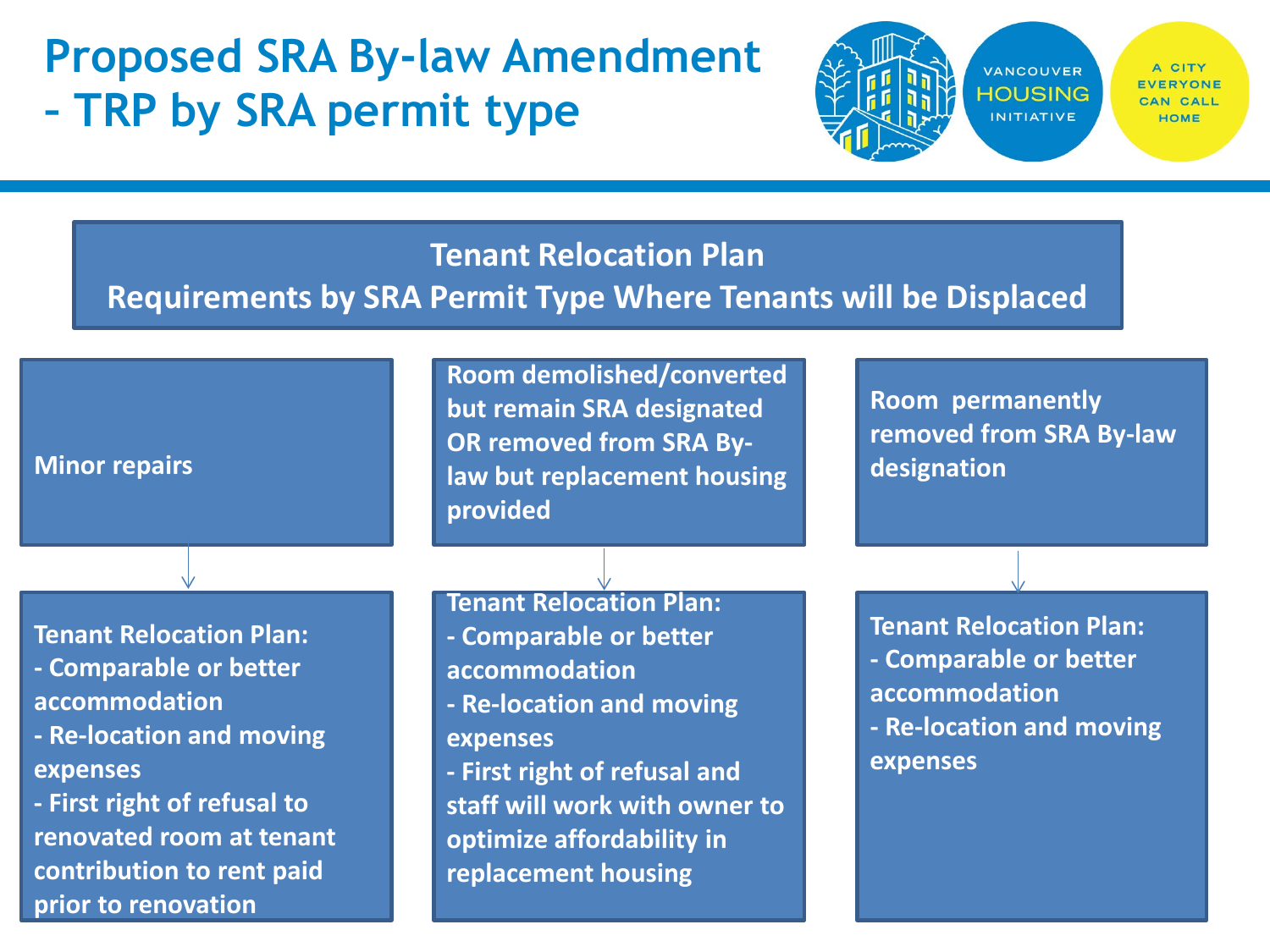# Proposed SRA By-law Amendment – TRP by SRA permit type

## Tenant Relocation Plan
## Requirements by SRA Permit Type Where Tenants will be Displaced

| Minor repairs | Room demolished/converted but remain SRA designated OR removed from SRA By-law but replacement housing provided | Room permanently removed from SRA By-law designation |
|---|---|---|
| Tenant Relocation Plan:<br>- Comparable or better accommodation<br>- Re-location and moving expenses<br>- First right of refusal to renovated room at tenant contribution to rent paid prior to renovation | Tenant Relocation Plan:<br>- Comparable or better accommodation<br>- Re-location and moving expenses<br>- First right of refusal and staff will work with owner to optimize affordability in replacement housing | Tenant Relocation Plan:<br>- Comparable or better accommodation<br>- Re-location and moving expenses |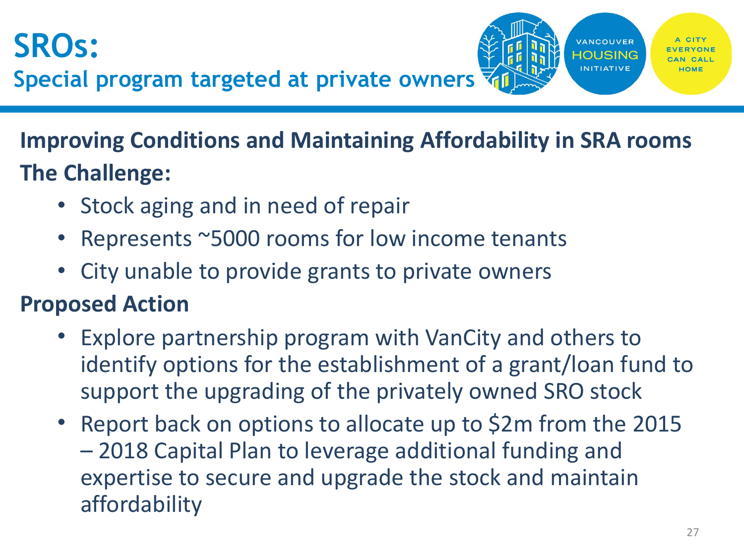# SROs:
## Special program targeted at private owners

**Improving Conditions and Maintaining Affordability in SRA rooms**

**The Challenge:**

- Stock aging and in need of repair
- Represents ~5000 rooms for low income tenants
- City unable to provide grants to private owners

**Proposed Action**

- Explore partnership program with VanCity and others to identify options for the establishment of a grant/loan fund to support the upgrading of the privately owned SRO stock
- Report back on options to allocate up to $2m from the 2015 – 2018 Capital Plan to leverage additional funding and expertise to secure and upgrade the stock and maintain affordability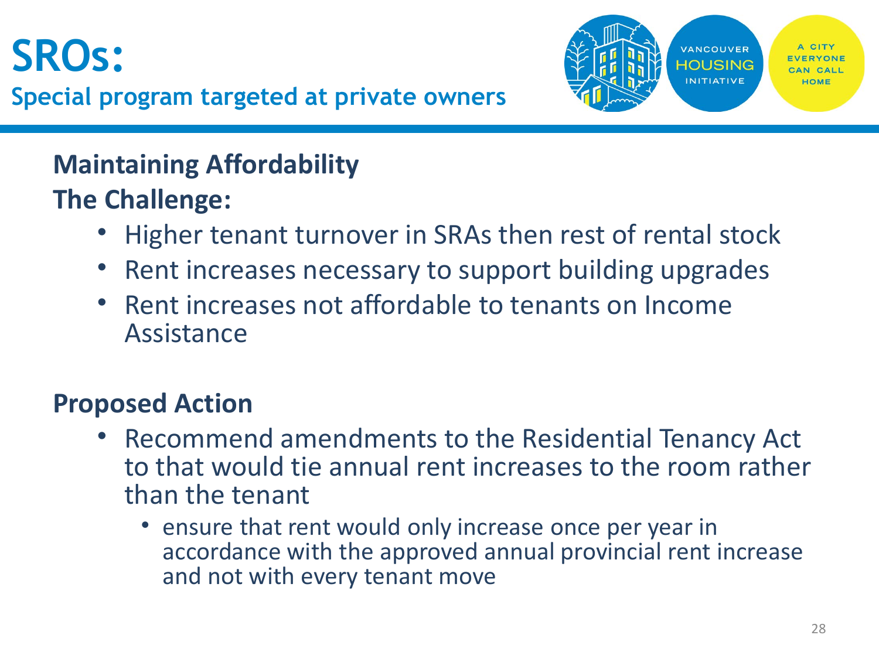# SROs:

## Special program targeted at private owners

**Maintaining Affordability**

**The Challenge:**

- Higher tenant turnover in SRAs then rest of rental stock
- Rent increases necessary to support building upgrades
- Rent increases not affordable to tenants on Income Assistance

**Proposed Action**

- Recommend amendments to the Residential Tenancy Act to that would tie annual rent increases to the room rather than the tenant
  - ensure that rent would only increase once per year in accordance with the approved annual provincial rent increase and not with every tenant move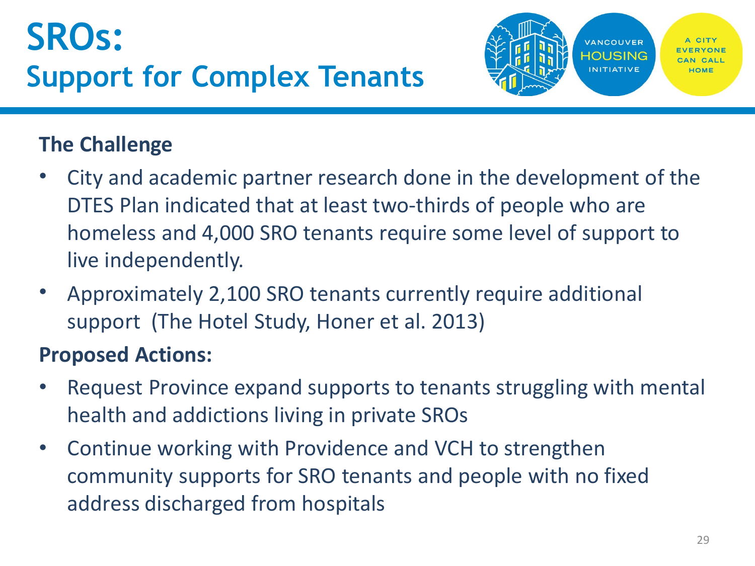# SROs:
## Support for Complex Tenants

**The Challenge**

- City and academic partner research done in the development of the DTES Plan indicated that at least two-thirds of people who are homeless and 4,000 SRO tenants require some level of support to live independently.
- Approximately 2,100 SRO tenants currently require additional support (The Hotel Study, Honer et al. 2013)

**Proposed Actions:**

- Request Province expand supports to tenants struggling with mental health and addictions living in private SROs
- Continue working with Providence and VCH to strengthen community supports for SRO tenants and people with no fixed address discharged from hospitals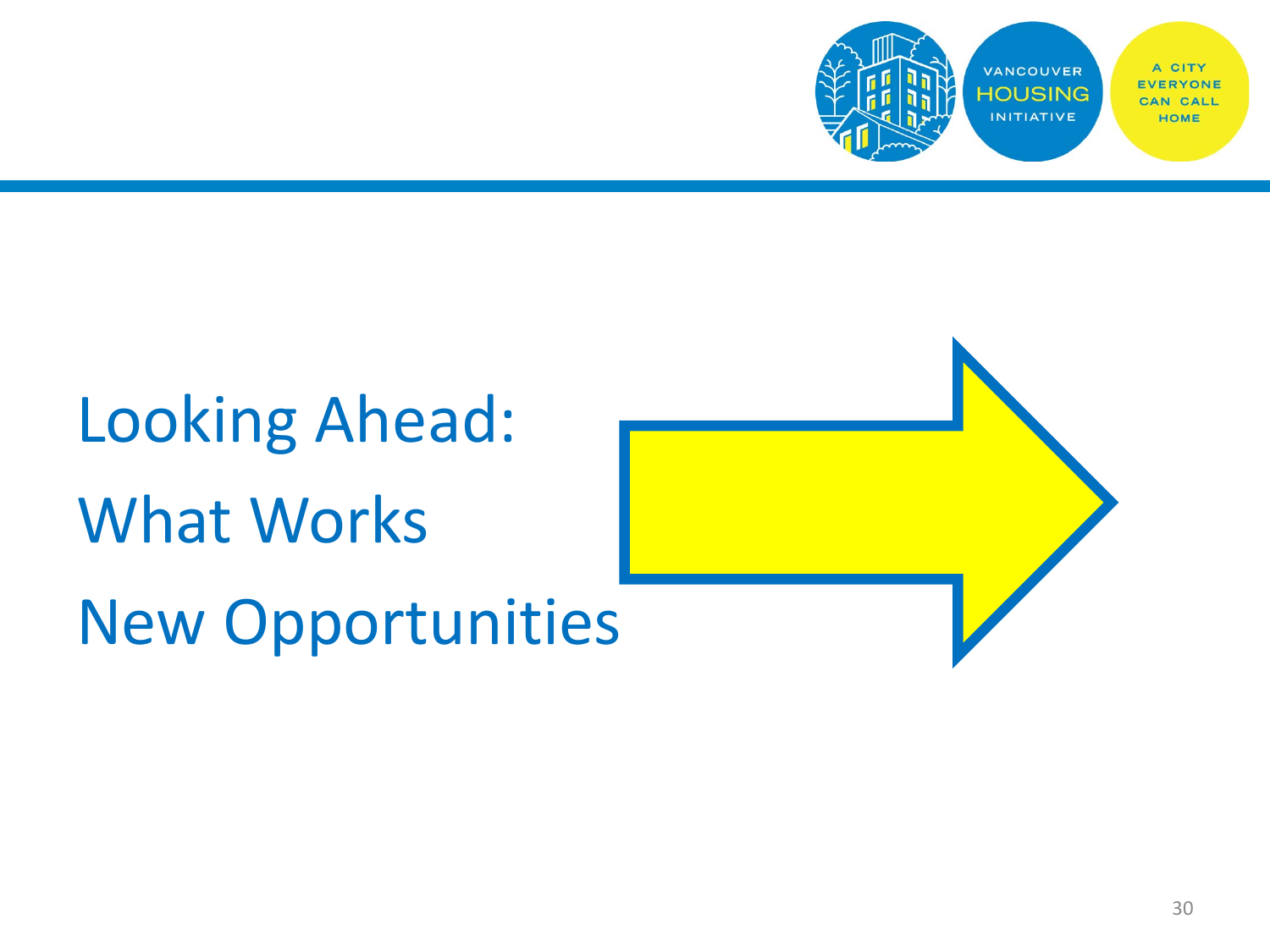# Looking Ahead:

## What Works

## New Opportunities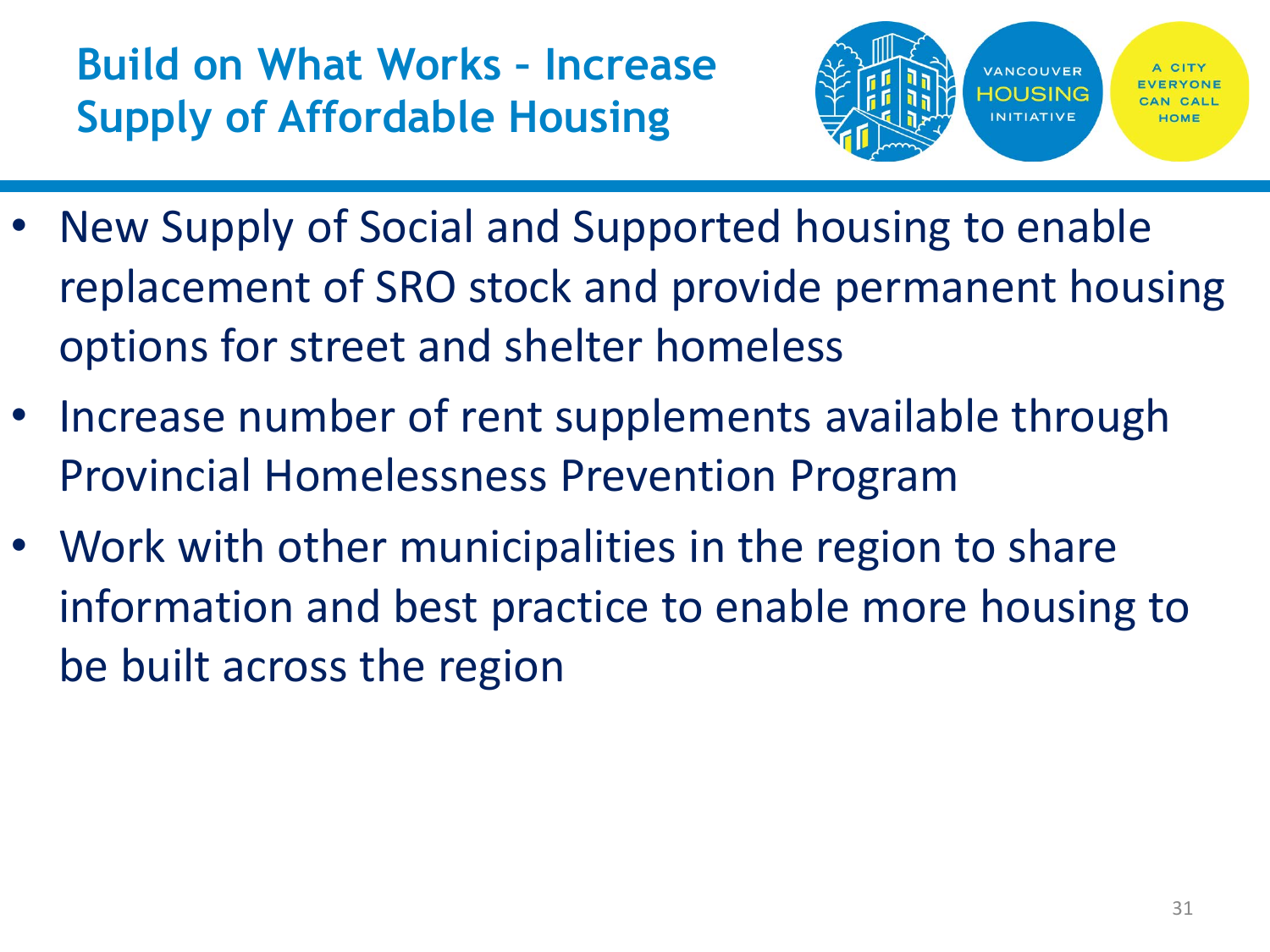## Build on What Works – Increase Supply of Affordable Housing

- New Supply of Social and Supported housing to enable replacement of SRO stock and provide permanent housing options for street and shelter homeless
- Increase number of rent supplements available through Provincial Homelessness Prevention Program
- Work with other municipalities in the region to share information and best practice to enable more housing to be built across the region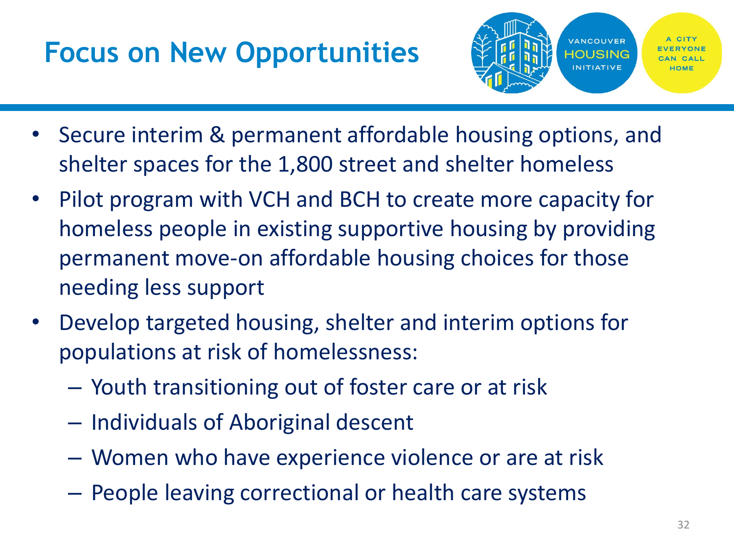# Focus on New Opportunities

VANCOUVER HOUSING INITIATIVE

A CITY EVERYONE CAN CALL HOME

- Secure interim & permanent affordable housing options, and shelter spaces for the 1,800 street and shelter homeless
- Pilot program with VCH and BCH to create more capacity for homeless people in existing supportive housing by providing permanent move-on affordable housing choices for those needing less support
- Develop targeted housing, shelter and interim options for populations at risk of homelessness:
  - Youth transitioning out of foster care or at risk
  - Individuals of Aboriginal descent
  - Women who have experience violence or are at risk
  - People leaving correctional or health care systems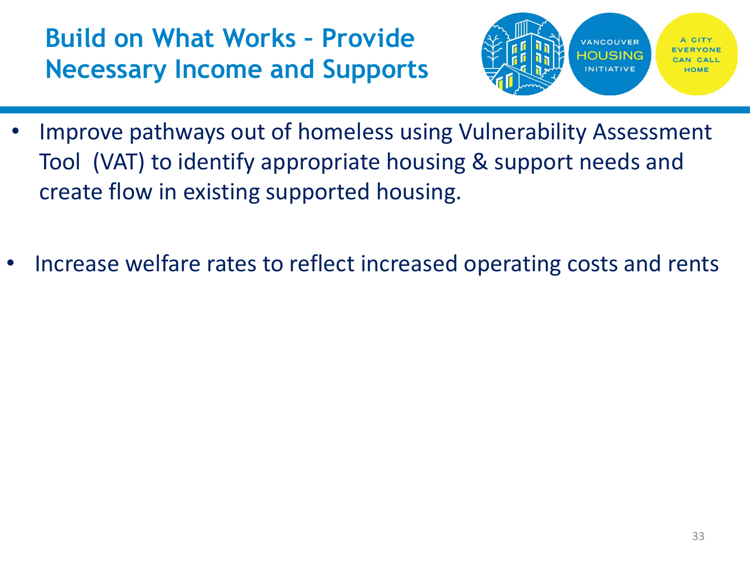# Build on What Works – Provide Necessary Income and Supports

- Improve pathways out of homeless using Vulnerability Assessment Tool (VAT) to identify appropriate housing & support needs and create flow in existing supported housing.
- Increase welfare rates to reflect increased operating costs and rents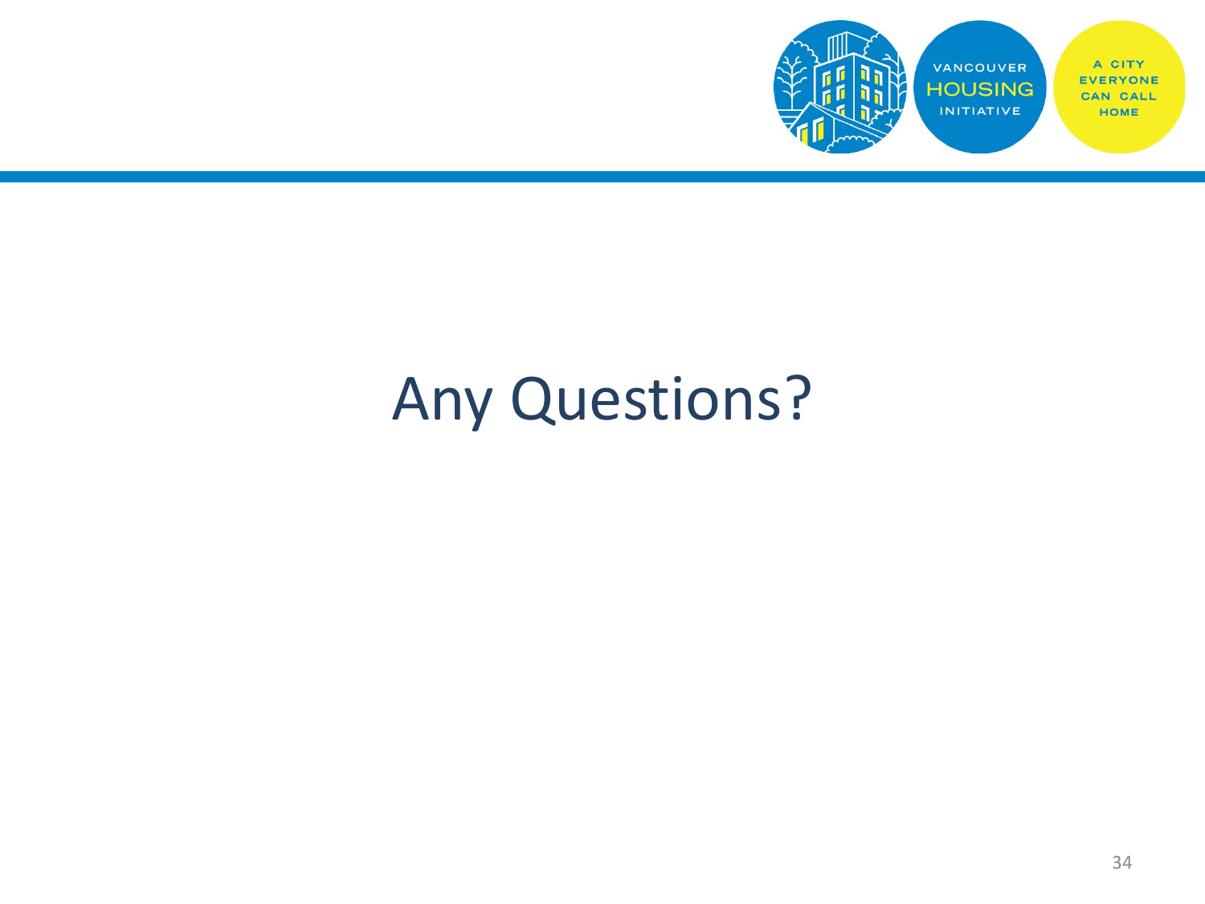VANCOUVER HOUSING INITIATIVE

A CITY EVERYONE CAN CALL HOME

# Any Questions?